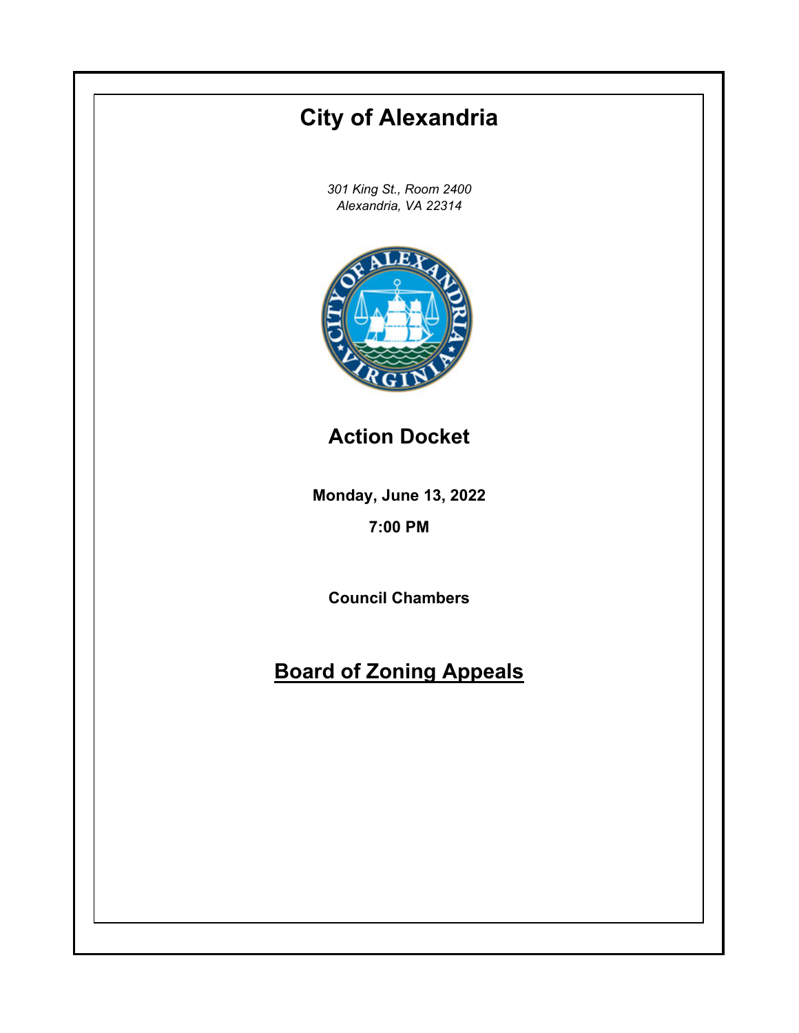# City of Alexandria

*301 King St., Room 2400*
*Alexandria, VA 22314*

## Action Docket

**Monday, June 13, 2022**

**7:00 PM**

**Council Chambers**

## Board of Zoning Appeals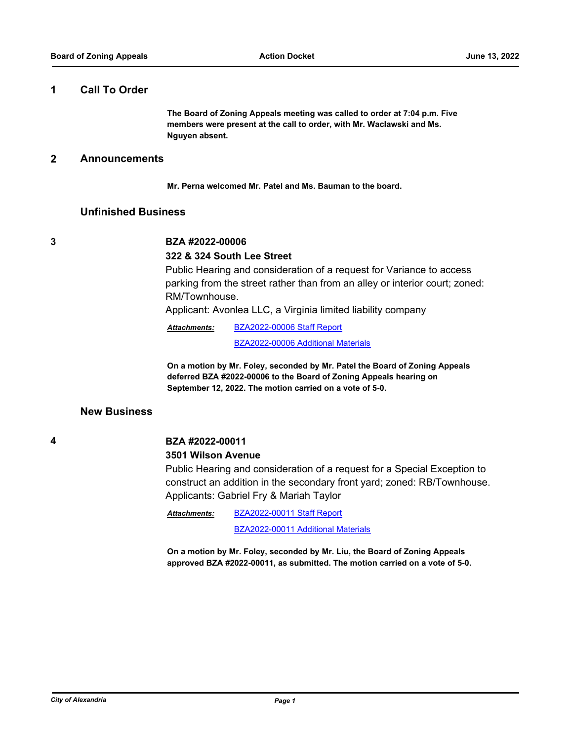## 1 Call To Order

**The Board of Zoning Appeals meeting was called to order at 7:04 p.m. Five members were present at the call to order, with Mr. Waclawski and Ms. Nguyen absent.**

## 2 Announcements

**Mr. Perna welcomed Mr. Patel and Ms. Bauman to the board.**

## Unfinished Business

### 3

**BZA #2022-00006**

**322 & 324 South Lee Street**

Public Hearing and consideration of a request for Variance to access parking from the street rather than from an alley or interior court; zoned: RM/Townhouse.

Applicant: Avonlea LLC, a Virginia limited liability company

***Attachments:*** BZA2022-00006 Staff Report
BZA2022-00006 Additional Materials

**On a motion by Mr. Foley, seconded by Mr. Patel the Board of Zoning Appeals deferred BZA #2022-00006 to the Board of Zoning Appeals hearing on September 12, 2022. The motion carried on a vote of 5-0.**

## New Business

### 4

**BZA #2022-00011**

**3501 Wilson Avenue**

Public Hearing and consideration of a request for a Special Exception to construct an addition in the secondary front yard; zoned: RB/Townhouse.

Applicants: Gabriel Fry & Mariah Taylor

***Attachments:*** BZA2022-00011 Staff Report
BZA2022-00011 Additional Materials

**On a motion by Mr. Foley, seconded by Mr. Liu, the Board of Zoning Appeals approved BZA #2022-00011, as submitted. The motion carried on a vote of 5-0.**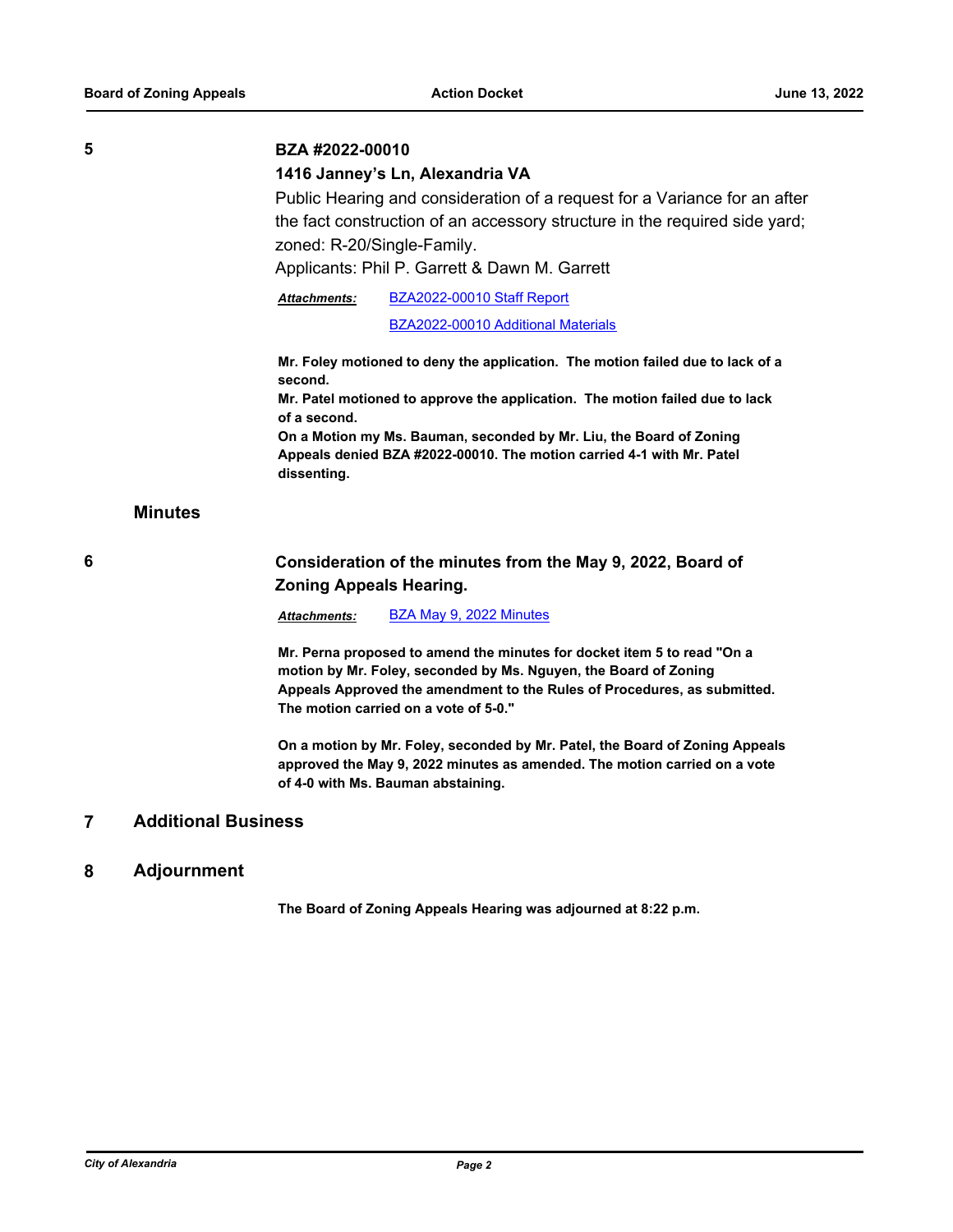**5**

**BZA #2022-00010**

**1416 Janney's Ln, Alexandria VA**

Public Hearing and consideration of a request for a Variance for an after the fact construction of an accessory structure in the required side yard; zoned: R-20/Single-Family.

Applicants: Phil P. Garrett & Dawn M. Garrett

***Attachments:*** BZA2022-00010 Staff Report

BZA2022-00010 Additional Materials

**Mr. Foley motioned to deny the application. The motion failed due to lack of a second.**

**Mr. Patel motioned to approve the application. The motion failed due to lack of a second.**

**On a Motion my Ms. Bauman, seconded by Mr. Liu, the Board of Zoning Appeals denied BZA #2022-00010. The motion carried 4-1 with Mr. Patel dissenting.**

## Minutes

**6**

**Consideration of the minutes from the May 9, 2022, Board of Zoning Appeals Hearing.**

***Attachments:*** BZA May 9, 2022 Minutes

**Mr. Perna proposed to amend the minutes for docket item 5 to read "On a motion by Mr. Foley, seconded by Ms. Nguyen, the Board of Zoning Appeals Approved the amendment to the Rules of Procedures, as submitted. The motion carried on a vote of 5-0."**

**On a motion by Mr. Foley, seconded by Mr. Patel, the Board of Zoning Appeals approved the May 9, 2022 minutes as amended. The motion carried on a vote of 4-0 with Ms. Bauman abstaining.**

## 7 Additional Business

## 8 Adjournment

**The Board of Zoning Appeals Hearing was adjourned at 8:22 p.m.**